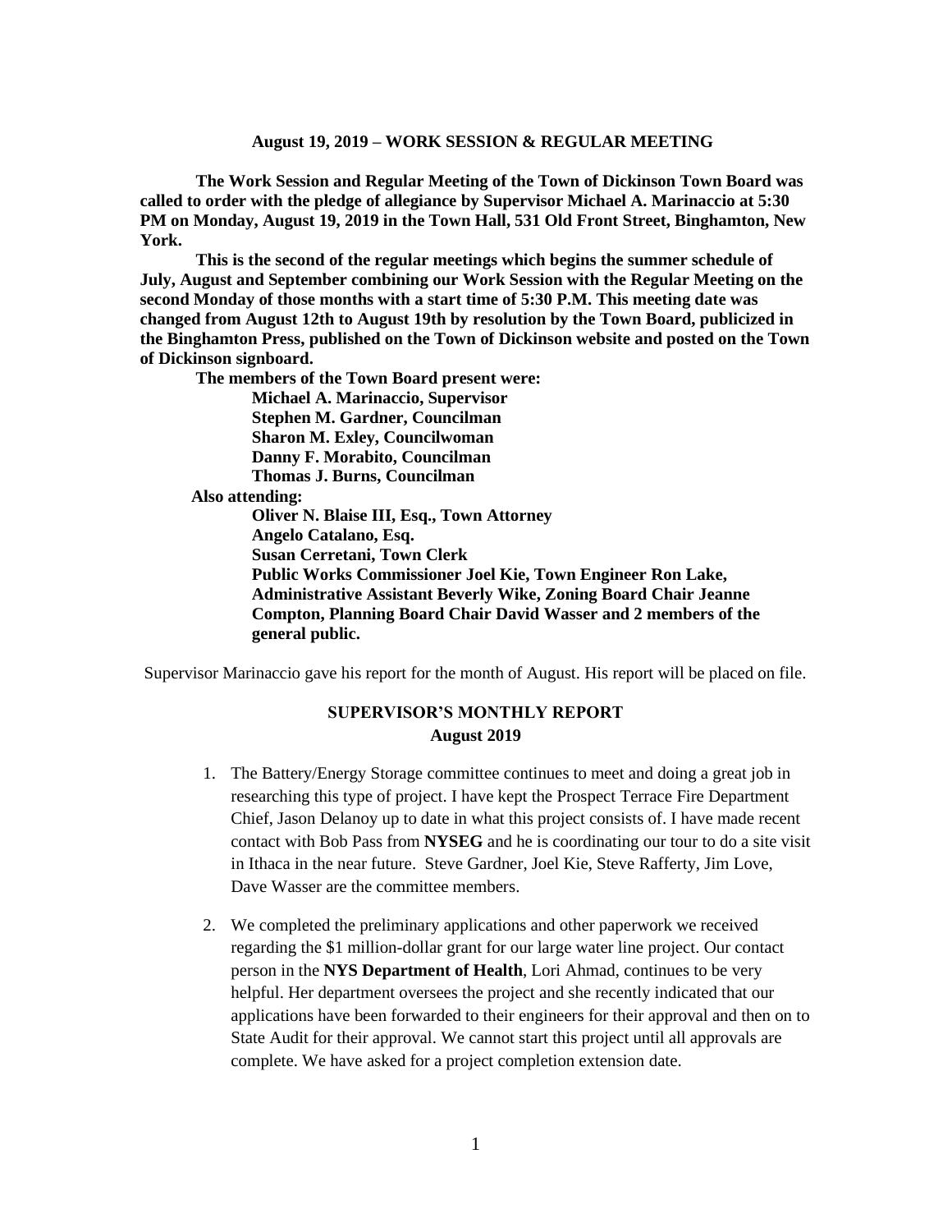**August 19, 2019 – WORK SESSION & REGULAR MEETING**

**The Work Session and Regular Meeting of the Town of Dickinson Town Board was called to order with the pledge of allegiance by Supervisor Michael A. Marinaccio at 5:30 PM on Monday, August 19, 2019 in the Town Hall, 531 Old Front Street, Binghamton, New York.**

**This is the second of the regular meetings which begins the summer schedule of July, August and September combining our Work Session with the Regular Meeting on the second Monday of those months with a start time of 5:30 P.M. This meeting date was changed from August 12th to August 19th by resolution by the Town Board, publicized in the Binghamton Press, published on the Town of Dickinson website and posted on the Town of Dickinson signboard.**

**The members of the Town Board present were:**

**Michael A. Marinaccio, Supervisor**
**Stephen M. Gardner, Councilman**
**Sharon M. Exley, Councilwoman**
**Danny F. Morabito, Councilman**
**Thomas J. Burns, Councilman**

**Also attending:**

**Oliver N. Blaise III, Esq., Town Attorney**
**Angelo Catalano, Esq.**
**Susan Cerretani, Town Clerk**
**Public Works Commissioner Joel Kie, Town Engineer Ron Lake, Administrative Assistant Beverly Wike, Zoning Board Chair Jeanne Compton, Planning Board Chair David Wasser and 2 members of the general public.**

Supervisor Marinaccio gave his report for the month of August. His report will be placed on file.

**SUPERVISOR'S MONTHLY REPORT**
**August 2019**

1. The Battery/Energy Storage committee continues to meet and doing a great job in researching this type of project. I have kept the Prospect Terrace Fire Department Chief, Jason Delanoy up to date in what this project consists of. I have made recent contact with Bob Pass from **NYSEG** and he is coordinating our tour to do a site visit in Ithaca in the near future. Steve Gardner, Joel Kie, Steve Rafferty, Jim Love, Dave Wasser are the committee members.

2. We completed the preliminary applications and other paperwork we received regarding the $1 million-dollar grant for our large water line project. Our contact person in the **NYS Department of Health**, Lori Ahmad, continues to be very helpful. Her department oversees the project and she recently indicated that our applications have been forwarded to their engineers for their approval and then on to State Audit for their approval. We cannot start this project until all approvals are complete. We have asked for a project completion extension date.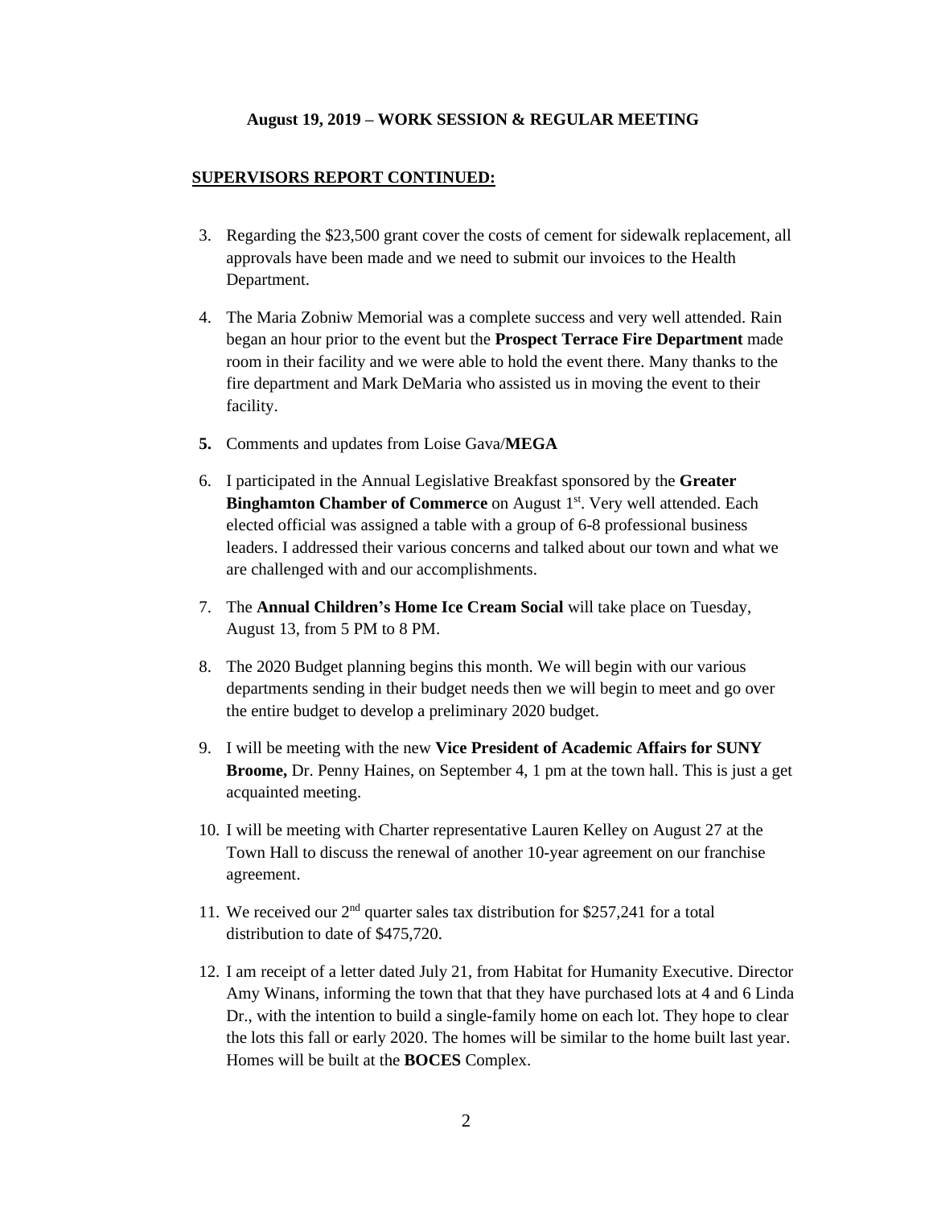**August 19, 2019 – WORK SESSION & REGULAR MEETING**

**SUPERVISORS REPORT CONTINUED:**

3. Regarding the $23,500 grant cover the costs of cement for sidewalk replacement, all approvals have been made and we need to submit our invoices to the Health Department.

4. The Maria Zobniw Memorial was a complete success and very well attended. Rain began an hour prior to the event but the **Prospect Terrace Fire Department** made room in their facility and we were able to hold the event there. Many thanks to the fire department and Mark DeMaria who assisted us in moving the event to their facility.

5. Comments and updates from Loise Gava/**MEGA**

6. I participated in the Annual Legislative Breakfast sponsored by the **Greater Binghamton Chamber of Commerce** on August 1st. Very well attended. Each elected official was assigned a table with a group of 6-8 professional business leaders. I addressed their various concerns and talked about our town and what we are challenged with and our accomplishments.

7. The **Annual Children's Home Ice Cream Social** will take place on Tuesday, August 13, from 5 PM to 8 PM.

8. The 2020 Budget planning begins this month. We will begin with our various departments sending in their budget needs then we will begin to meet and go over the entire budget to develop a preliminary 2020 budget.

9. I will be meeting with the new **Vice President of Academic Affairs for SUNY Broome,** Dr. Penny Haines, on September 4, 1 pm at the town hall. This is just a get acquainted meeting.

10. I will be meeting with Charter representative Lauren Kelley on August 27 at the Town Hall to discuss the renewal of another 10-year agreement on our franchise agreement.

11. We received our 2nd quarter sales tax distribution for $257,241 for a total distribution to date of $475,720.

12. I am receipt of a letter dated July 21, from Habitat for Humanity Executive. Director Amy Winans, informing the town that that they have purchased lots at 4 and 6 Linda Dr., with the intention to build a single-family home on each lot. They hope to clear the lots this fall or early 2020. The homes will be similar to the home built last year. Homes will be built at the **BOCES** Complex.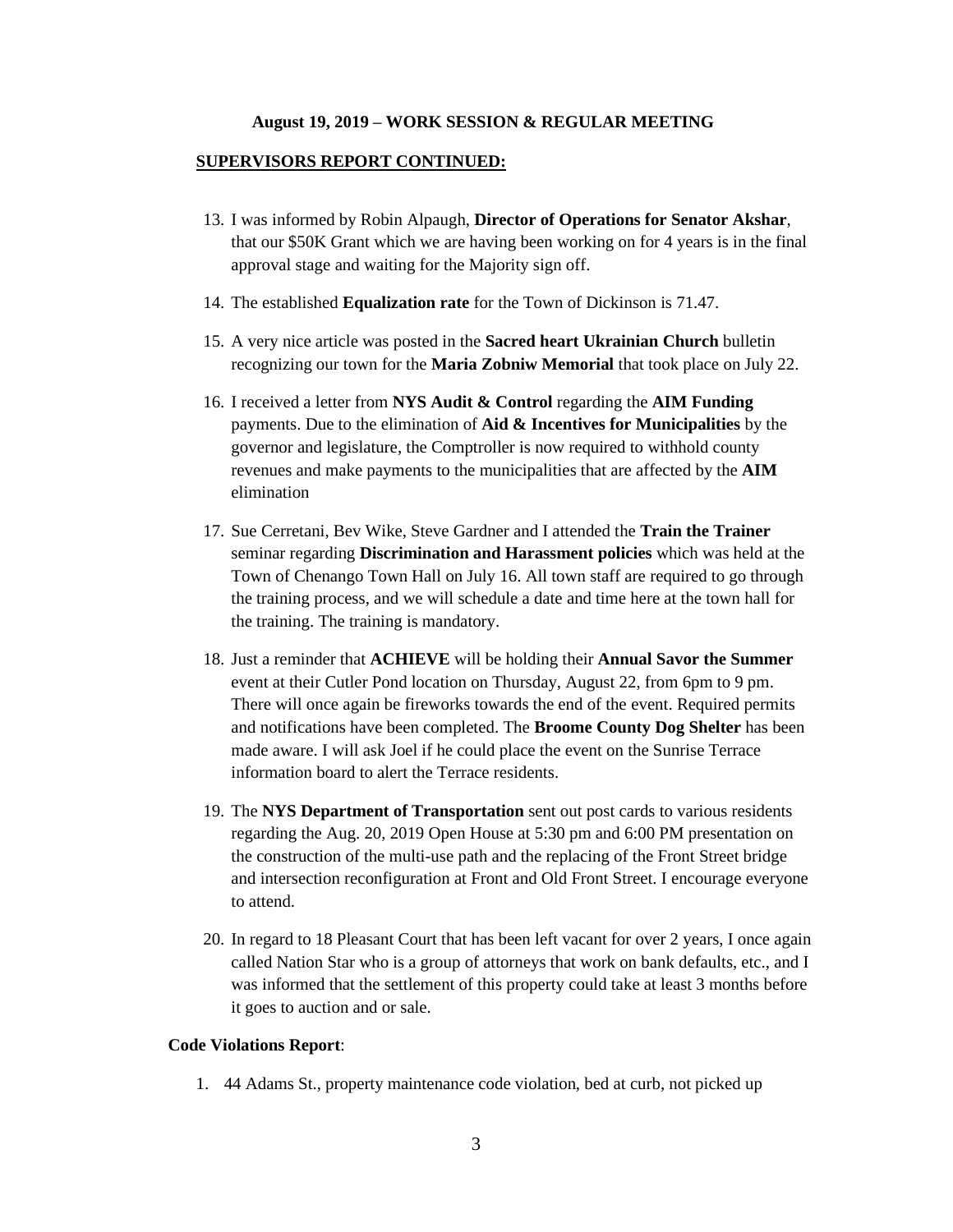**August 19, 2019 – WORK SESSION & REGULAR MEETING**

**SUPERVISORS REPORT CONTINUED:**

13. I was informed by Robin Alpaugh, **Director of Operations for Senator Akshar**, that our $50K Grant which we are having been working on for 4 years is in the final approval stage and waiting for the Majority sign off.

14. The established **Equalization rate** for the Town of Dickinson is 71.47.

15. A very nice article was posted in the **Sacred heart Ukrainian Church** bulletin recognizing our town for the **Maria Zobniw Memorial** that took place on July 22.

16. I received a letter from **NYS Audit & Control** regarding the **AIM Funding** payments. Due to the elimination of **Aid & Incentives for Municipalities** by the governor and legislature, the Comptroller is now required to withhold county revenues and make payments to the municipalities that are affected by the **AIM** elimination

17. Sue Cerretani, Bev Wike, Steve Gardner and I attended the **Train the Trainer** seminar regarding **Discrimination and Harassment policies** which was held at the Town of Chenango Town Hall on July 16. All town staff are required to go through the training process, and we will schedule a date and time here at the town hall for the training. The training is mandatory.

18. Just a reminder that **ACHIEVE** will be holding their **Annual Savor the Summer** event at their Cutler Pond location on Thursday, August 22, from 6pm to 9 pm. There will once again be fireworks towards the end of the event. Required permits and notifications have been completed. The **Broome County Dog Shelter** has been made aware. I will ask Joel if he could place the event on the Sunrise Terrace information board to alert the Terrace residents.

19. The **NYS Department of Transportation** sent out post cards to various residents regarding the Aug. 20, 2019 Open House at 5:30 pm and 6:00 PM presentation on the construction of the multi-use path and the replacing of the Front Street bridge and intersection reconfiguration at Front and Old Front Street. I encourage everyone to attend.

20. In regard to 18 Pleasant Court that has been left vacant for over 2 years, I once again called Nation Star who is a group of attorneys that work on bank defaults, etc., and I was informed that the settlement of this property could take at least 3 months before it goes to auction and or sale.

**Code Violations Report**:

1. 44 Adams St., property maintenance code violation, bed at curb, not picked up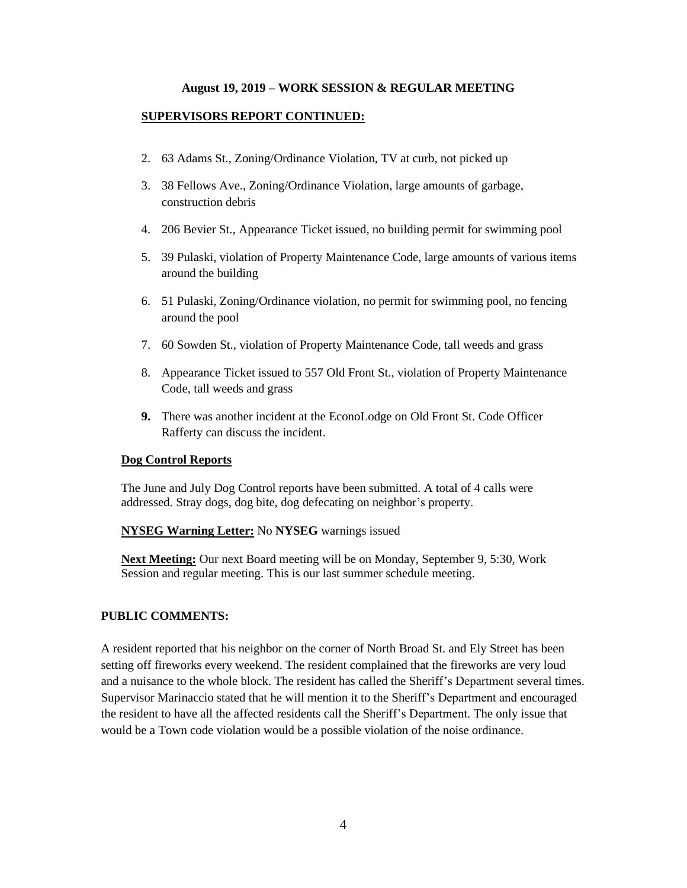**August 19, 2019 – WORK SESSION & REGULAR MEETING**

**SUPERVISORS REPORT CONTINUED:**

2. 63 Adams St., Zoning/Ordinance Violation, TV at curb, not picked up
3. 38 Fellows Ave., Zoning/Ordinance Violation, large amounts of garbage, construction debris
4. 206 Bevier St., Appearance Ticket issued, no building permit for swimming pool
5. 39 Pulaski, violation of Property Maintenance Code, large amounts of various items around the building
6. 51 Pulaski, Zoning/Ordinance violation, no permit for swimming pool, no fencing around the pool
7. 60 Sowden St., violation of Property Maintenance Code, tall weeds and grass
8. Appearance Ticket issued to 557 Old Front St., violation of Property Maintenance Code, tall weeds and grass
9. There was another incident at the EconoLodge on Old Front St. Code Officer Rafferty can discuss the incident.

**Dog Control Reports**

The June and July Dog Control reports have been submitted. A total of 4 calls were addressed. Stray dogs, dog bite, dog defecating on neighbor's property.

**NYSEG Warning Letter:** No **NYSEG** warnings issued

**Next Meeting:** Our next Board meeting will be on Monday, September 9, 5:30, Work Session and regular meeting. This is our last summer schedule meeting.

**PUBLIC COMMENTS:**

A resident reported that his neighbor on the corner of North Broad St. and Ely Street has been setting off fireworks every weekend. The resident complained that the fireworks are very loud and a nuisance to the whole block. The resident has called the Sheriff's Department several times. Supervisor Marinaccio stated that he will mention it to the Sheriff's Department and encouraged the resident to have all the affected residents call the Sheriff's Department. The only issue that would be a Town code violation would be a possible violation of the noise ordinance.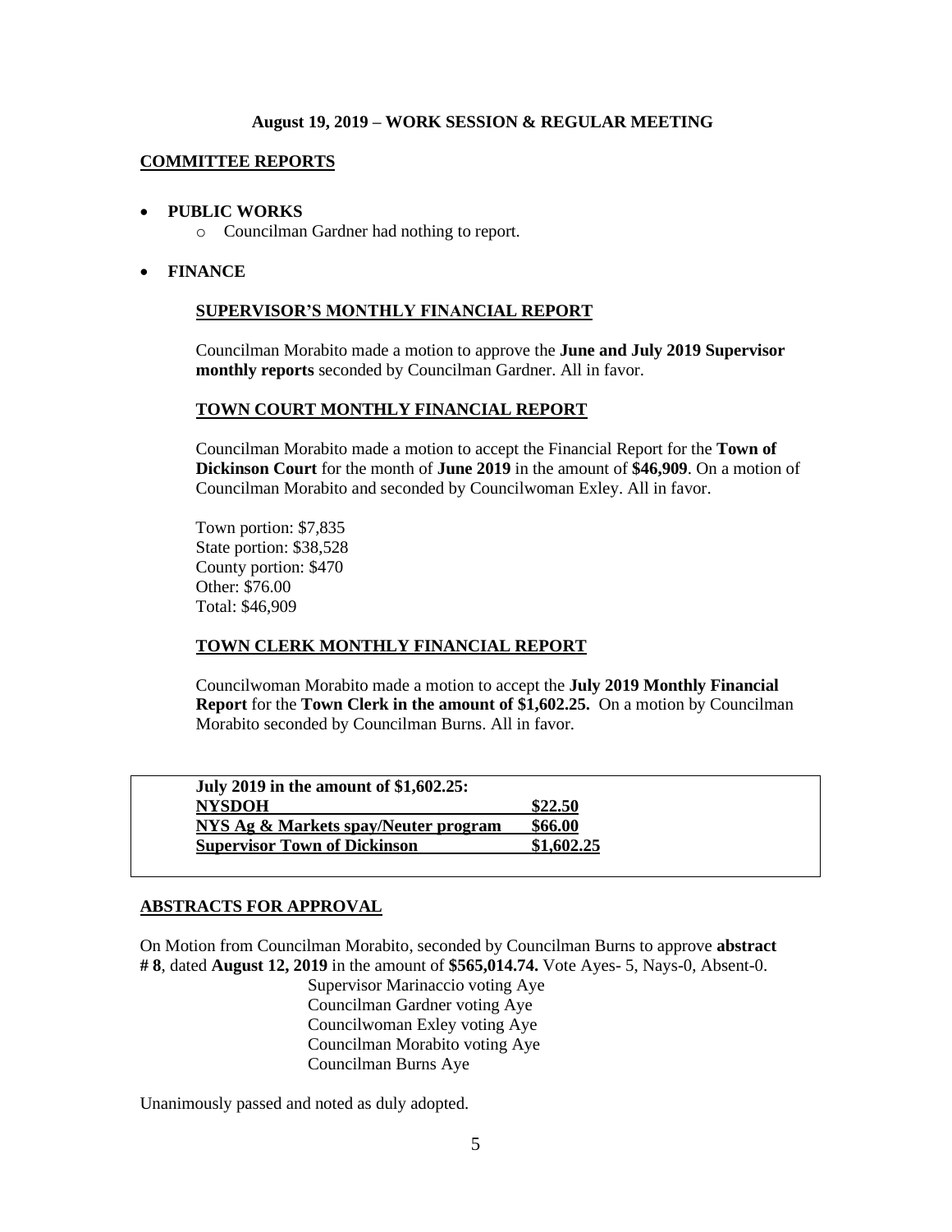**August 19, 2019 – WORK SESSION & REGULAR MEETING**

## COMMITTEE REPORTS

- **PUBLIC WORKS**
  - Councilman Gardner had nothing to report.
- **FINANCE**

### SUPERVISOR'S MONTHLY FINANCIAL REPORT

Councilman Morabito made a motion to approve the **June and July 2019 Supervisor monthly reports** seconded by Councilman Gardner. All in favor.

### TOWN COURT MONTHLY FINANCIAL REPORT

Councilman Morabito made a motion to accept the Financial Report for the **Town of Dickinson Court** for the month of **June 2019** in the amount of **$46,909**. On a motion of Councilman Morabito and seconded by Councilwoman Exley. All in favor.

Town portion: $7,835
State portion: $38,528
County portion: $470
Other: $76.00
Total: $46,909

### TOWN CLERK MONTHLY FINANCIAL REPORT

Councilwoman Morabito made a motion to accept the **July 2019 Monthly Financial Report** for the **Town Clerk in the amount of $1,602.25.** On a motion by Councilman Morabito seconded by Councilman Burns. All in favor.

| **July 2019 in the amount of $1,602.25:** | |
|---|---|
| **NYSDOH** | **$22.50** |
| **NYS Ag & Markets spay/Neuter program** | **$66.00** |
| **Supervisor Town of Dickinson** | **$1,602.25** |

## ABSTRACTS FOR APPROVAL

On Motion from Councilman Morabito, seconded by Councilman Burns to approve **abstract # 8**, dated **August 12, 2019** in the amount of **$565,014.74.** Vote Ayes- 5, Nays-0, Absent-0.

Supervisor Marinaccio voting Aye
Councilman Gardner voting Aye
Councilwoman Exley voting Aye
Councilman Morabito voting Aye
Councilman Burns Aye

Unanimously passed and noted as duly adopted.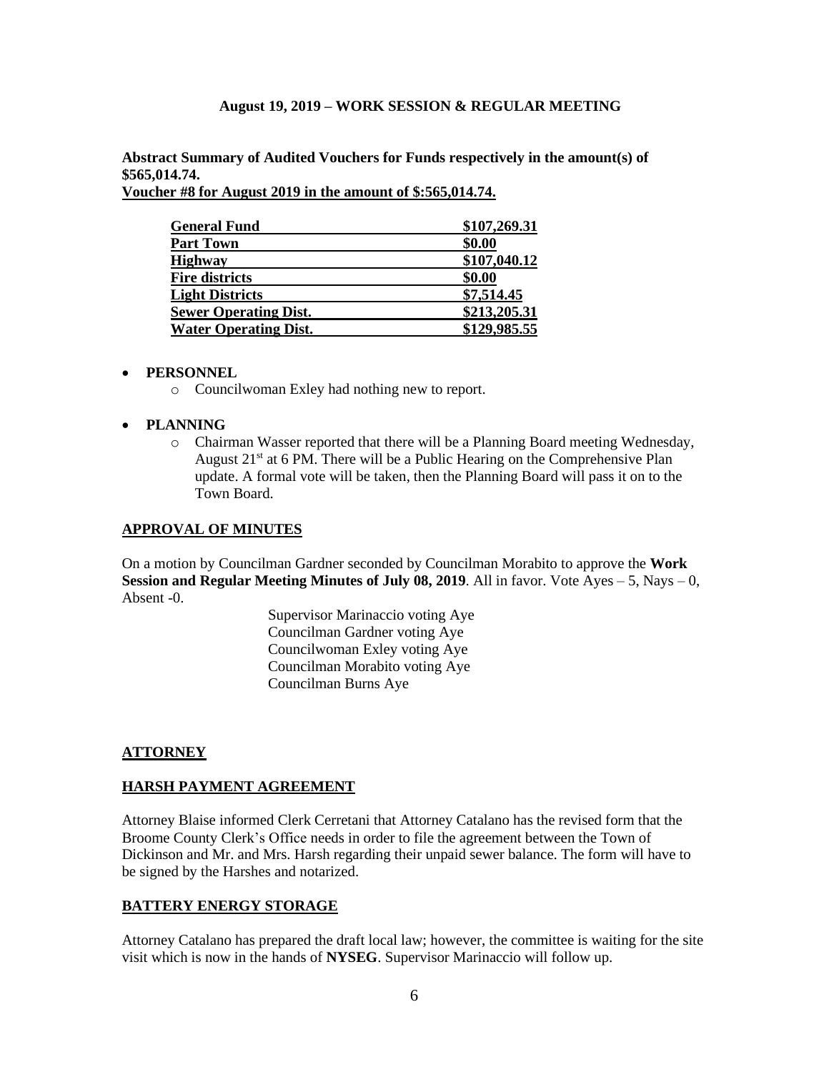**August 19, 2019 – WORK SESSION & REGULAR MEETING**

**Abstract Summary of Audited Vouchers for Funds respectively in the amount(s) of $565,014.74.**
**Voucher #8 for August 2019 in the amount of $:565,014.74.**

| | |
|---|---|
| **General Fund** | **$107,269.31** |
| **Part Town** | **$0.00** |
| **Highway** | **$107,040.12** |
| **Fire districts** | **$0.00** |
| **Light Districts** | **$7,514.45** |
| **Sewer Operating Dist.** | **$213,205.31** |
| **Water Operating Dist.** | **$129,985.55** |

- **PERSONNEL**
  - Councilwoman Exley had nothing new to report.

- **PLANNING**
  - Chairman Wasser reported that there will be a Planning Board meeting Wednesday, August 21st at 6 PM. There will be a Public Hearing on the Comprehensive Plan update. A formal vote will be taken, then the Planning Board will pass it on to the Town Board.

**APPROVAL OF MINUTES**

On a motion by Councilman Gardner seconded by Councilman Morabito to approve the **Work Session and Regular Meeting Minutes of July 08, 2019**. All in favor. Vote Ayes – 5, Nays – 0, Absent -0.

Supervisor Marinaccio voting Aye
Councilman Gardner voting Aye
Councilwoman Exley voting Aye
Councilman Morabito voting Aye
Councilman Burns Aye

**ATTORNEY**

**HARSH PAYMENT AGREEMENT**

Attorney Blaise informed Clerk Cerretani that Attorney Catalano has the revised form that the Broome County Clerk's Office needs in order to file the agreement between the Town of Dickinson and Mr. and Mrs. Harsh regarding their unpaid sewer balance. The form will have to be signed by the Harshes and notarized.

**BATTERY ENERGY STORAGE**

Attorney Catalano has prepared the draft local law; however, the committee is waiting for the site visit which is now in the hands of **NYSEG**. Supervisor Marinaccio will follow up.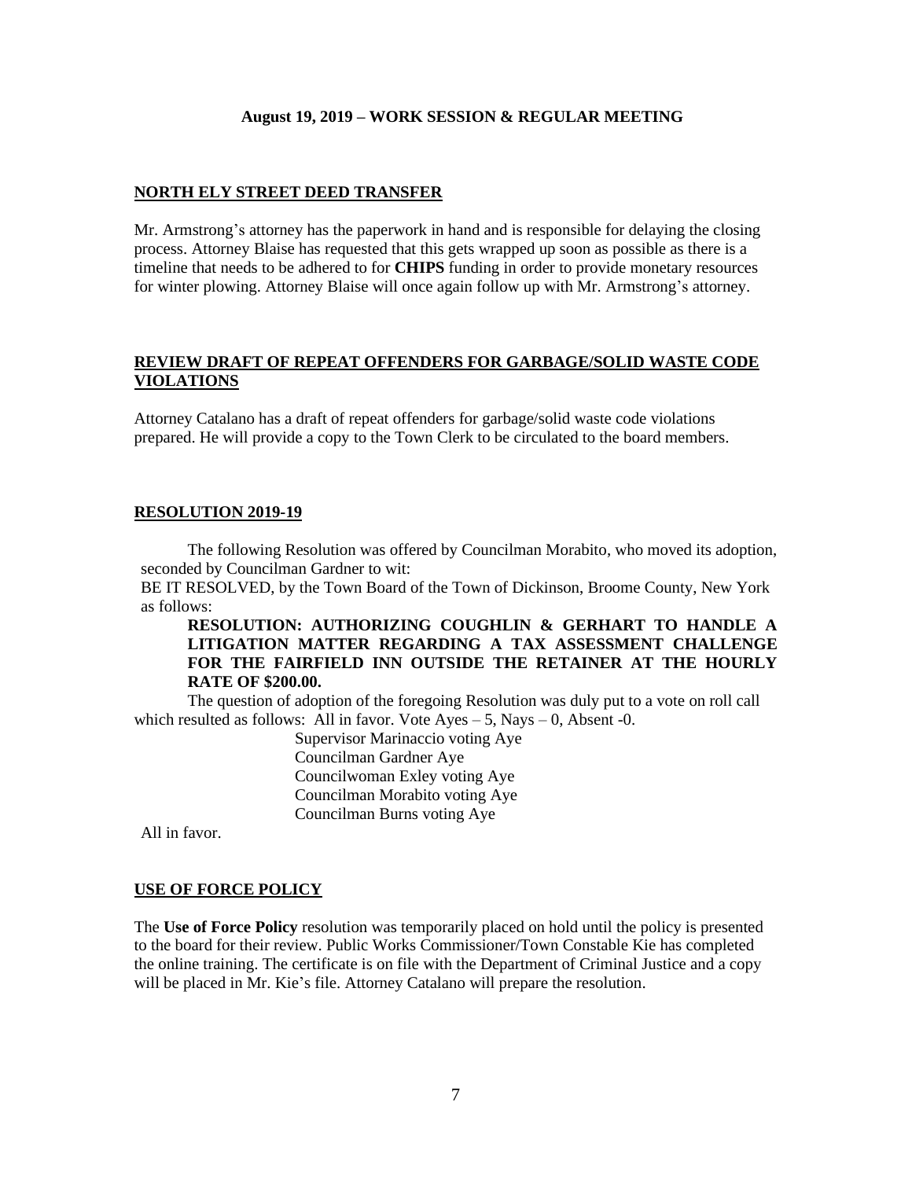**August 19, 2019 – WORK SESSION & REGULAR MEETING**

## NORTH ELY STREET DEED TRANSFER

Mr. Armstrong's attorney has the paperwork in hand and is responsible for delaying the closing process. Attorney Blaise has requested that this gets wrapped up soon as possible as there is a timeline that needs to be adhered to for **CHIPS** funding in order to provide monetary resources for winter plowing. Attorney Blaise will once again follow up with Mr. Armstrong's attorney.

## REVIEW DRAFT OF REPEAT OFFENDERS FOR GARBAGE/SOLID WASTE CODE VIOLATIONS

Attorney Catalano has a draft of repeat offenders for garbage/solid waste code violations prepared. He will provide a copy to the Town Clerk to be circulated to the board members.

## RESOLUTION 2019-19

The following Resolution was offered by Councilman Morabito, who moved its adoption, seconded by Councilman Gardner to wit:

BE IT RESOLVED, by the Town Board of the Town of Dickinson, Broome County, New York as follows:

**RESOLUTION: AUTHORIZING COUGHLIN & GERHART TO HANDLE A LITIGATION MATTER REGARDING A TAX ASSESSMENT CHALLENGE FOR THE FAIRFIELD INN OUTSIDE THE RETAINER AT THE HOURLY RATE OF $200.00.**

The question of adoption of the foregoing Resolution was duly put to a vote on roll call which resulted as follows: All in favor. Vote Ayes – 5, Nays – 0, Absent -0.

Supervisor Marinaccio voting Aye
Councilman Gardner Aye
Councilwoman Exley voting Aye
Councilman Morabito voting Aye
Councilman Burns voting Aye

All in favor.

## USE OF FORCE POLICY

The **Use of Force Policy** resolution was temporarily placed on hold until the policy is presented to the board for their review. Public Works Commissioner/Town Constable Kie has completed the online training. The certificate is on file with the Department of Criminal Justice and a copy will be placed in Mr. Kie's file. Attorney Catalano will prepare the resolution.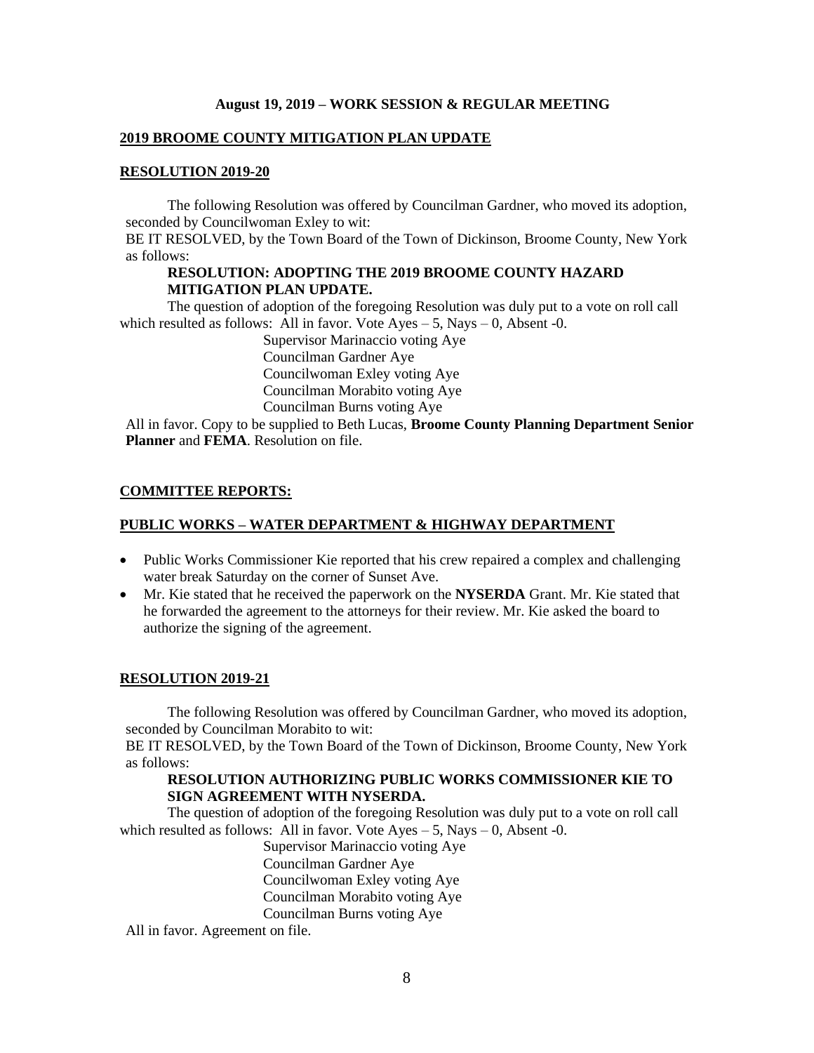**August 19, 2019 – WORK SESSION & REGULAR MEETING**

## 2019 BROOME COUNTY MITIGATION PLAN UPDATE

### RESOLUTION 2019-20

The following Resolution was offered by Councilman Gardner, who moved its adoption, seconded by Councilwoman Exley to wit:

BE IT RESOLVED, by the Town Board of the Town of Dickinson, Broome County, New York as follows:

**RESOLUTION: ADOPTING THE 2019 BROOME COUNTY HAZARD MITIGATION PLAN UPDATE.**

The question of adoption of the foregoing Resolution was duly put to a vote on roll call which resulted as follows: All in favor. Vote Ayes – 5, Nays – 0, Absent -0.

Supervisor Marinaccio voting Aye
Councilman Gardner Aye
Councilwoman Exley voting Aye
Councilman Morabito voting Aye
Councilman Burns voting Aye

All in favor. Copy to be supplied to Beth Lucas, **Broome County Planning Department Senior Planner** and **FEMA**. Resolution on file.

## COMMITTEE REPORTS:

## PUBLIC WORKS – WATER DEPARTMENT & HIGHWAY DEPARTMENT

- Public Works Commissioner Kie reported that his crew repaired a complex and challenging water break Saturday on the corner of Sunset Ave.
- Mr. Kie stated that he received the paperwork on the **NYSERDA** Grant. Mr. Kie stated that he forwarded the agreement to the attorneys for their review. Mr. Kie asked the board to authorize the signing of the agreement.

### RESOLUTION 2019-21

The following Resolution was offered by Councilman Gardner, who moved its adoption, seconded by Councilman Morabito to wit:

BE IT RESOLVED, by the Town Board of the Town of Dickinson, Broome County, New York as follows:

**RESOLUTION AUTHORIZING PUBLIC WORKS COMMISSIONER KIE TO SIGN AGREEMENT WITH NYSERDA.**

The question of adoption of the foregoing Resolution was duly put to a vote on roll call which resulted as follows: All in favor. Vote Ayes – 5, Nays – 0, Absent -0.

Supervisor Marinaccio voting Aye
Councilman Gardner Aye
Councilwoman Exley voting Aye
Councilman Morabito voting Aye
Councilman Burns voting Aye

All in favor. Agreement on file.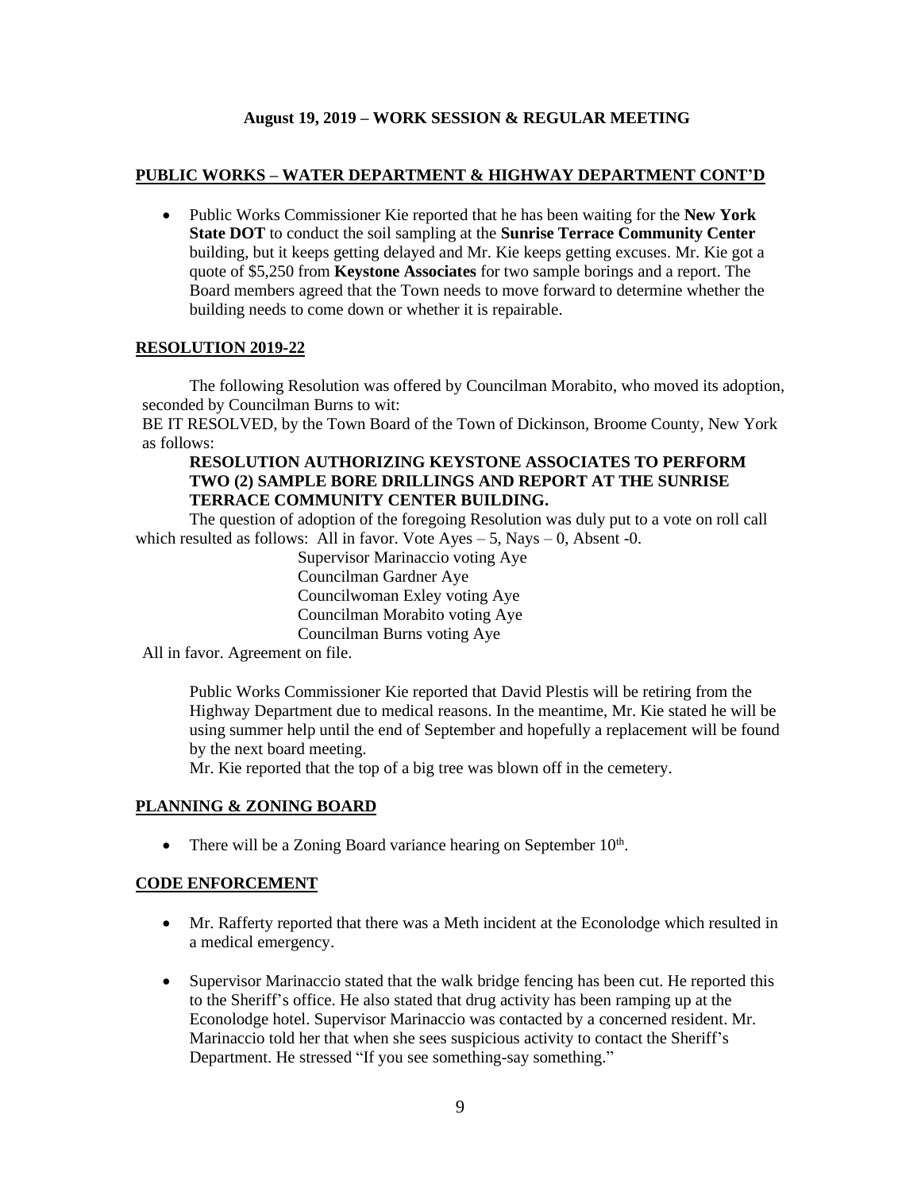**August 19, 2019 – WORK SESSION & REGULAR MEETING**

**PUBLIC WORKS – WATER DEPARTMENT & HIGHWAY DEPARTMENT CONT'D**

- Public Works Commissioner Kie reported that he has been waiting for the **New York State DOT** to conduct the soil sampling at the **Sunrise Terrace Community Center** building, but it keeps getting delayed and Mr. Kie keeps getting excuses. Mr. Kie got a quote of $5,250 from **Keystone Associates** for two sample borings and a report. The Board members agreed that the Town needs to move forward to determine whether the building needs to come down or whether it is repairable.

**RESOLUTION 2019-22**

The following Resolution was offered by Councilman Morabito, who moved its adoption, seconded by Councilman Burns to wit:

BE IT RESOLVED, by the Town Board of the Town of Dickinson, Broome County, New York as follows:

**RESOLUTION AUTHORIZING KEYSTONE ASSOCIATES TO PERFORM TWO (2) SAMPLE BORE DRILLINGS AND REPORT AT THE SUNRISE TERRACE COMMUNITY CENTER BUILDING.**

The question of adoption of the foregoing Resolution was duly put to a vote on roll call which resulted as follows: All in favor. Vote Ayes – 5, Nays – 0, Absent -0.

Supervisor Marinaccio voting Aye
Councilman Gardner Aye
Councilwoman Exley voting Aye
Councilman Morabito voting Aye
Councilman Burns voting Aye

All in favor. Agreement on file.

Public Works Commissioner Kie reported that David Plestis will be retiring from the Highway Department due to medical reasons. In the meantime, Mr. Kie stated he will be using summer help until the end of September and hopefully a replacement will be found by the next board meeting.

Mr. Kie reported that the top of a big tree was blown off in the cemetery.

**PLANNING & ZONING BOARD**

- There will be a Zoning Board variance hearing on September 10th.

**CODE ENFORCEMENT**

- Mr. Rafferty reported that there was a Meth incident at the Econolodge which resulted in a medical emergency.
- Supervisor Marinaccio stated that the walk bridge fencing has been cut. He reported this to the Sheriff's office. He also stated that drug activity has been ramping up at the Econolodge hotel. Supervisor Marinaccio was contacted by a concerned resident. Mr. Marinaccio told her that when she sees suspicious activity to contact the Sheriff's Department. He stressed "If you see something-say something."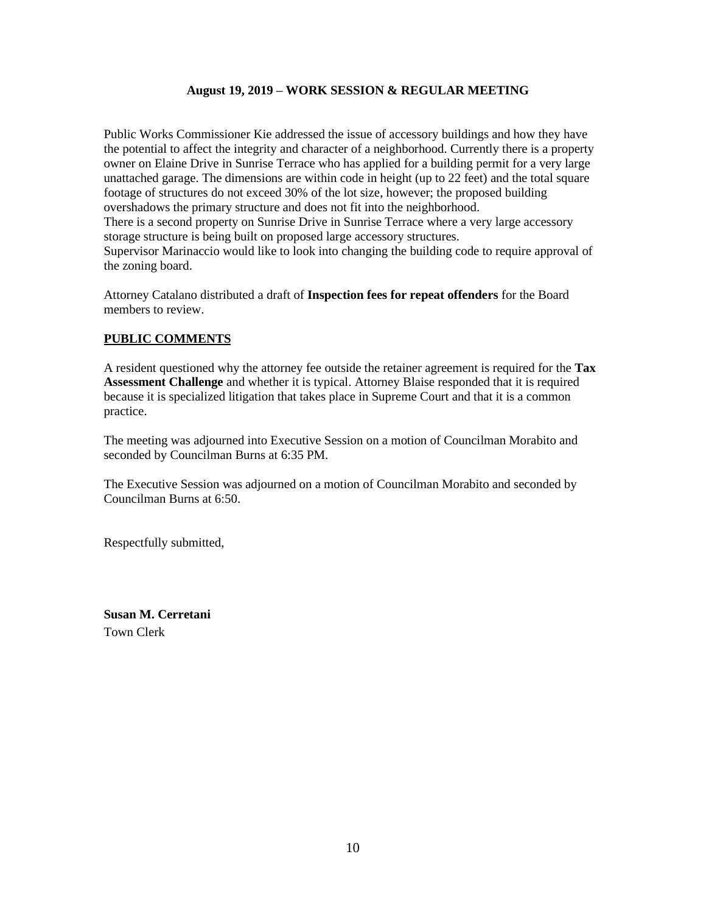**August 19, 2019 – WORK SESSION & REGULAR MEETING**

Public Works Commissioner Kie addressed the issue of accessory buildings and how they have the potential to affect the integrity and character of a neighborhood. Currently there is a property owner on Elaine Drive in Sunrise Terrace who has applied for a building permit for a very large unattached garage. The dimensions are within code in height (up to 22 feet) and the total square footage of structures do not exceed 30% of the lot size, however; the proposed building overshadows the primary structure and does not fit into the neighborhood.
There is a second property on Sunrise Drive in Sunrise Terrace where a very large accessory storage structure is being built on proposed large accessory structures.
Supervisor Marinaccio would like to look into changing the building code to require approval of the zoning board.

Attorney Catalano distributed a draft of **Inspection fees for repeat offenders** for the Board members to review.

**PUBLIC COMMENTS**

A resident questioned why the attorney fee outside the retainer agreement is required for the **Tax Assessment Challenge** and whether it is typical. Attorney Blaise responded that it is required because it is specialized litigation that takes place in Supreme Court and that it is a common practice.

The meeting was adjourned into Executive Session on a motion of Councilman Morabito and seconded by Councilman Burns at 6:35 PM.

The Executive Session was adjourned on a motion of Councilman Morabito and seconded by Councilman Burns at 6:50.

Respectfully submitted,

**Susan M. Cerretani**
Town Clerk